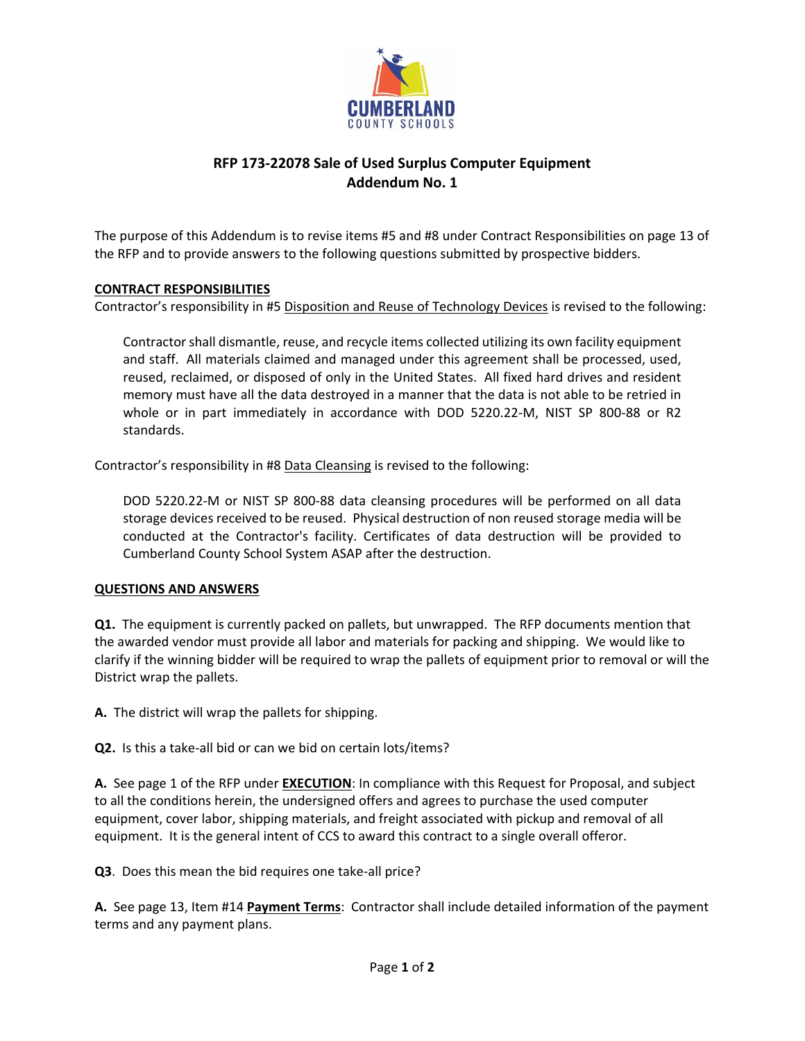CUMBERLAND COUNTY SCHOOLS

# RFP 173-22078 Sale of Used Surplus Computer Equipment
## Addendum No. 1

The purpose of this Addendum is to revise items #5 and #8 under Contract Responsibilities on page 13 of the RFP and to provide answers to the following questions submitted by prospective bidders.

**CONTRACT RESPONSIBILITIES**

Contractor's responsibility in #5 Disposition and Reuse of Technology Devices is revised to the following:

> Contractor shall dismantle, reuse, and recycle items collected utilizing its own facility equipment and staff. All materials claimed and managed under this agreement shall be processed, used, reused, reclaimed, or disposed of only in the United States. All fixed hard drives and resident memory must have all the data destroyed in a manner that the data is not able to be retried in whole or in part immediately in accordance with DOD 5220.22-M, NIST SP 800-88 or R2 standards.

Contractor's responsibility in #8 Data Cleansing is revised to the following:

> DOD 5220.22-M or NIST SP 800-88 data cleansing procedures will be performed on all data storage devices received to be reused. Physical destruction of non reused storage media will be conducted at the Contractor's facility. Certificates of data destruction will be provided to Cumberland County School System ASAP after the destruction.

**QUESTIONS AND ANSWERS**

**Q1.** The equipment is currently packed on pallets, but unwrapped. The RFP documents mention that the awarded vendor must provide all labor and materials for packing and shipping. We would like to clarify if the winning bidder will be required to wrap the pallets of equipment prior to removal or will the District wrap the pallets.

**A.** The district will wrap the pallets for shipping.

**Q2.** Is this a take-all bid or can we bid on certain lots/items?

**A.** See page 1 of the RFP under **EXECUTION**: In compliance with this Request for Proposal, and subject to all the conditions herein, the undersigned offers and agrees to purchase the used computer equipment, cover labor, shipping materials, and freight associated with pickup and removal of all equipment. It is the general intent of CCS to award this contract to a single overall offeror.

**Q3**. Does this mean the bid requires one take-all price?

**A.** See page 13, Item #14 **Payment Terms**: Contractor shall include detailed information of the payment terms and any payment plans.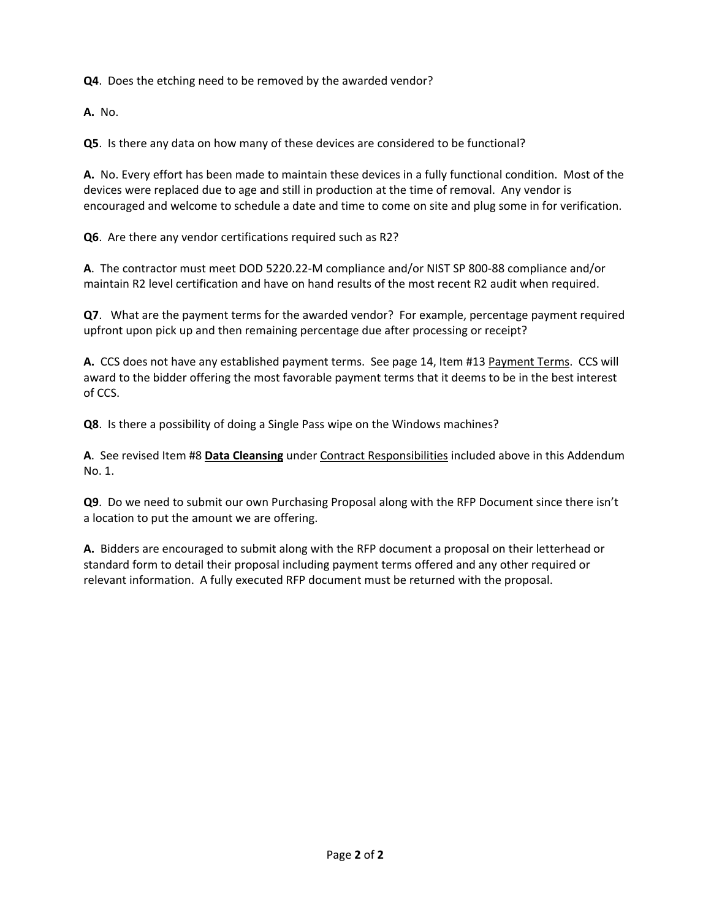**Q4**. Does the etching need to be removed by the awarded vendor?

**A.** No.

**Q5**. Is there any data on how many of these devices are considered to be functional?

**A.** No. Every effort has been made to maintain these devices in a fully functional condition. Most of the devices were replaced due to age and still in production at the time of removal. Any vendor is encouraged and welcome to schedule a date and time to come on site and plug some in for verification.

**Q6**. Are there any vendor certifications required such as R2?

**A**. The contractor must meet DOD 5220.22-M compliance and/or NIST SP 800-88 compliance and/or maintain R2 level certification and have on hand results of the most recent R2 audit when required.

**Q7**. What are the payment terms for the awarded vendor? For example, percentage payment required upfront upon pick up and then remaining percentage due after processing or receipt?

**A.** CCS does not have any established payment terms. See page 14, Item #13 Payment Terms. CCS will award to the bidder offering the most favorable payment terms that it deems to be in the best interest of CCS.

**Q8**. Is there a possibility of doing a Single Pass wipe on the Windows machines?

**A**. See revised Item #8 **Data Cleansing** under Contract Responsibilities included above in this Addendum No. 1.

**Q9**. Do we need to submit our own Purchasing Proposal along with the RFP Document since there isn't a location to put the amount we are offering.

**A.** Bidders are encouraged to submit along with the RFP document a proposal on their letterhead or standard form to detail their proposal including payment terms offered and any other required or relevant information. A fully executed RFP document must be returned with the proposal.